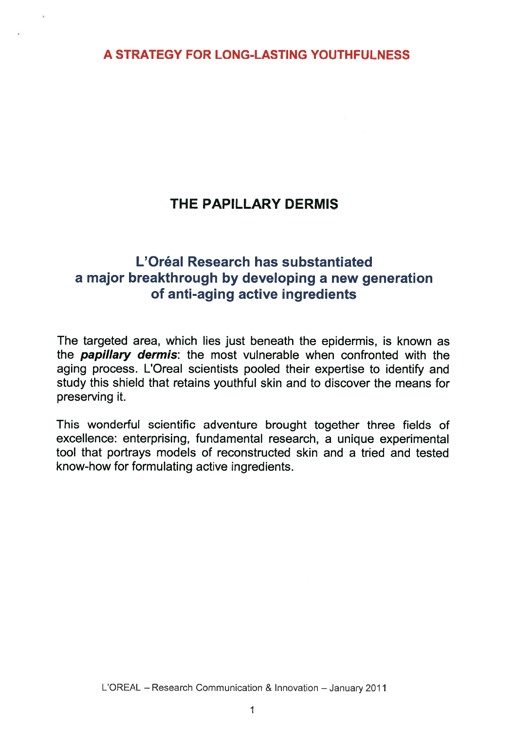## A STRATEGY FOR LONG-LASTING YOUTHFULNESS

# THE PAPILLARY DERMIS

## L'Oréal Research has substantiated a major breakthrough by developing a new generation of anti-aging active ingredients

The targeted area, which lies just beneath the epidermis, is known as the ***papillary dermis***: the most vulnerable when confronted with the aging process. L'Oreal scientists pooled their expertise to identify and study this shield that retains youthful skin and to discover the means for preserving it.

This wonderful scientific adventure brought together three fields of excellence: enterprising, fundamental research, a unique experimental tool that portrays models of reconstructed skin and a tried and tested know-how for formulating active ingredients.

L'OREAL – Research Communication & Innovation – January 2011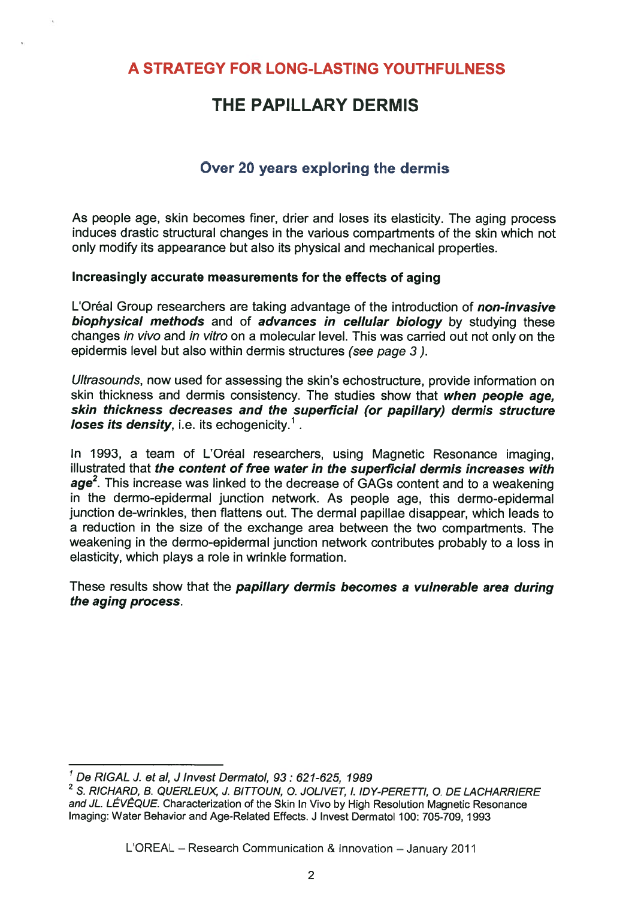# A STRATEGY FOR LONG-LASTING YOUTHFULNESS

# THE PAPILLARY DERMIS

## Over 20 years exploring the dermis

As people age, skin becomes finer, drier and loses its elasticity. The aging process induces drastic structural changes in the various compartments of the skin which not only modify its appearance but also its physical and mechanical properties.

**Increasingly accurate measurements for the effects of aging**

L'Oréal Group researchers are taking advantage of the introduction of ***non-invasive biophysical methods*** and of ***advances in cellular biology*** by studying these changes *in vivo* and *in vitro* on a molecular level. This was carried out not only on the epidermis level but also within dermis structures *(see page 3 )*.

*Ultrasounds*, now used for assessing the skin's echostructure, provide information on skin thickness and dermis consistency. The studies show that ***when people age, skin thickness decreases and the superficial (or papillary) dermis structure loses its density***, i.e. its echogenicity.[1] .

In 1993, a team of L'Oréal researchers, using Magnetic Resonance imaging, illustrated that ***the content of free water in the superficial dermis increases with age***[2]. This increase was linked to the decrease of GAGs content and to a weakening in the dermo-epidermal junction network. As people age, this dermo-epidermal junction de-wrinkles, then flattens out. The dermal papillae disappear, which leads to a reduction in the size of the exchange area between the two compartments. The weakening in the dermo-epidermal junction network contributes probably to a loss in elasticity, which plays a role in wrinkle formation.

These results show that the ***papillary dermis becomes a vulnerable area during the aging process***.

---

[1] *De RIGAL J. et al, J Invest Dermatol, 93 : 621-625, 1989*

[2] *S. RICHARD, B. QUERLEUX, J. BITTOUN, O. JOLIVET, I. IDY-PERETTI, O. DE LACHARRIERE and JL. LÉVÊQUE.* Characterization of the Skin In Vivo by High Resolution Magnetic Resonance Imaging: Water Behavior and Age-Related Effects. J Invest Dermatol 100: 705-709, 1993

L'OREAL – Research Communication & Innovation – January 2011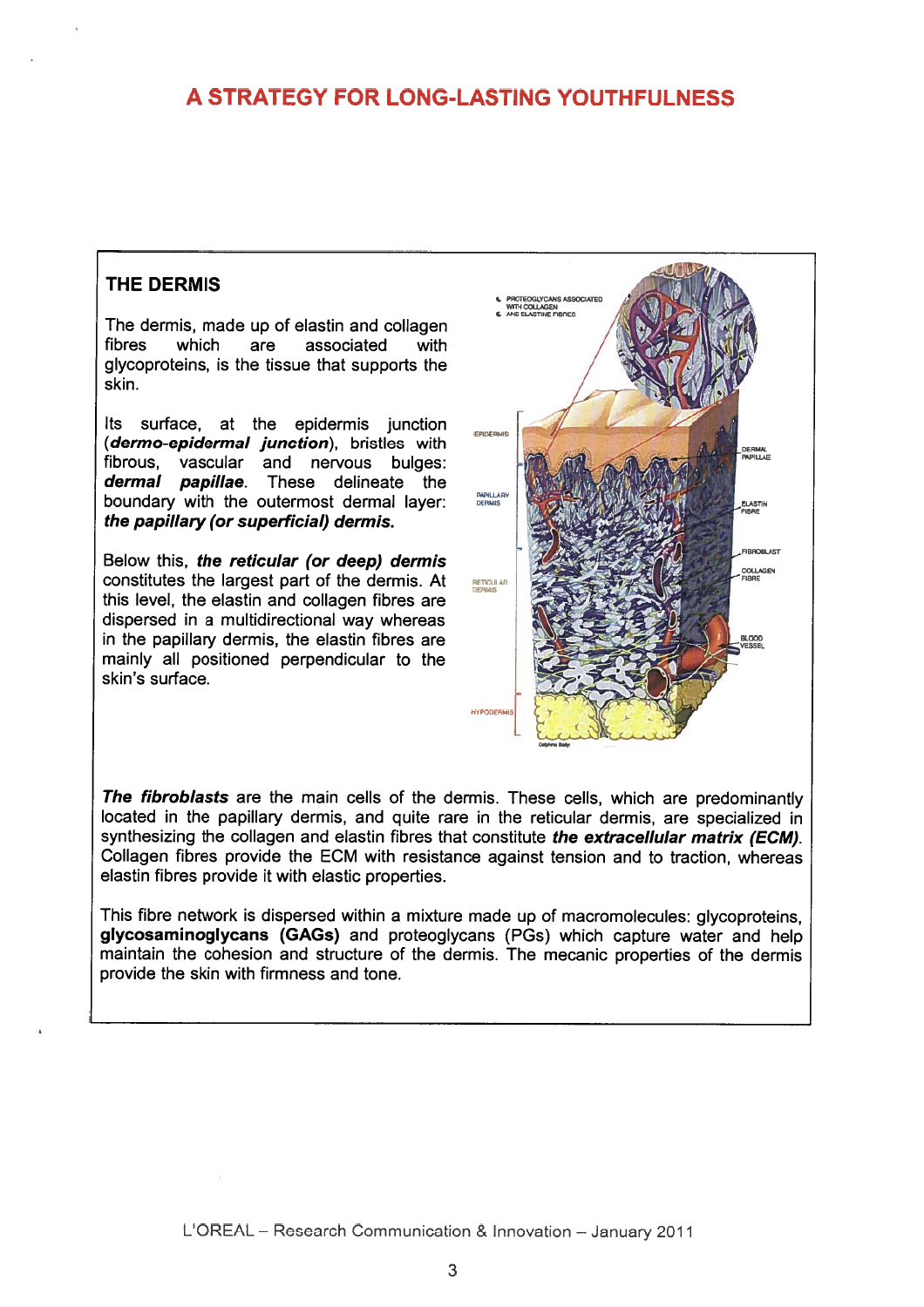# A STRATEGY FOR LONG-LASTING YOUTHFULNESS

## THE DERMIS

The dermis, made up of elastin and collagen fibres which are associated with glycoproteins, is the tissue that supports the skin.

Its surface, at the epidermis junction (***dermo-epidermal junction***), bristles with fibrous, vascular and nervous bulges: ***dermal papillae***. These delineate the boundary with the outermost dermal layer: ***the papillary (or superficial) dermis.***

Below this, ***the reticular (or deep) dermis*** constitutes the largest part of the dermis. At this level, the elastin and collagen fibres are dispersed in a multidirectional way whereas in the papillary dermis, the elastin fibres are mainly all positioned perpendicular to the skin's surface.

***The fibroblasts*** are the main cells of the dermis. These cells, which are predominantly located in the papillary dermis, and quite rare in the reticular dermis, are specialized in synthesizing the collagen and elastin fibres that constitute ***the extracellular matrix (ECM)***. Collagen fibres provide the ECM with resistance against tension and to traction, whereas elastin fibres provide it with elastic properties.

This fibre network is dispersed within a mixture made up of macromolecules: glycoproteins, **glycosaminoglycans (GAGs)** and proteoglycans (PGs) which capture water and help maintain the cohesion and structure of the dermis. The mecanic properties of the dermis provide the skin with firmness and tone.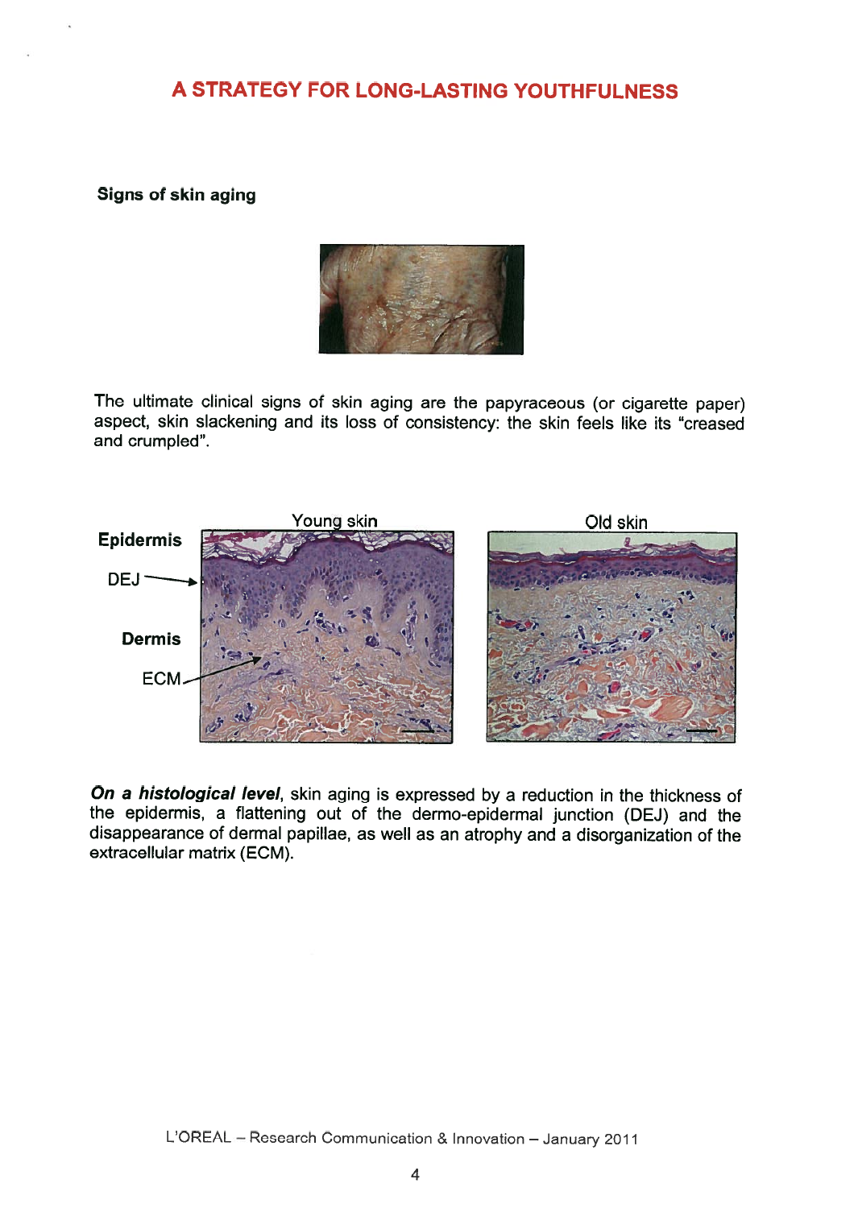# A STRATEGY FOR LONG-LASTING YOUTHFULNESS

**Signs of skin aging**

The ultimate clinical signs of skin aging are the papyraceous (or cigarette paper) aspect, skin slackening and its loss of consistency: the skin feels like its "creased and crumpled".

***On a histological level***, skin aging is expressed by a reduction in the thickness of the epidermis, a flattening out of the dermo-epidermal junction (DEJ) and the disappearance of dermal papillae, as well as an atrophy and a disorganization of the extracellular matrix (ECM).

L'OREAL – Research Communication & Innovation – January 2011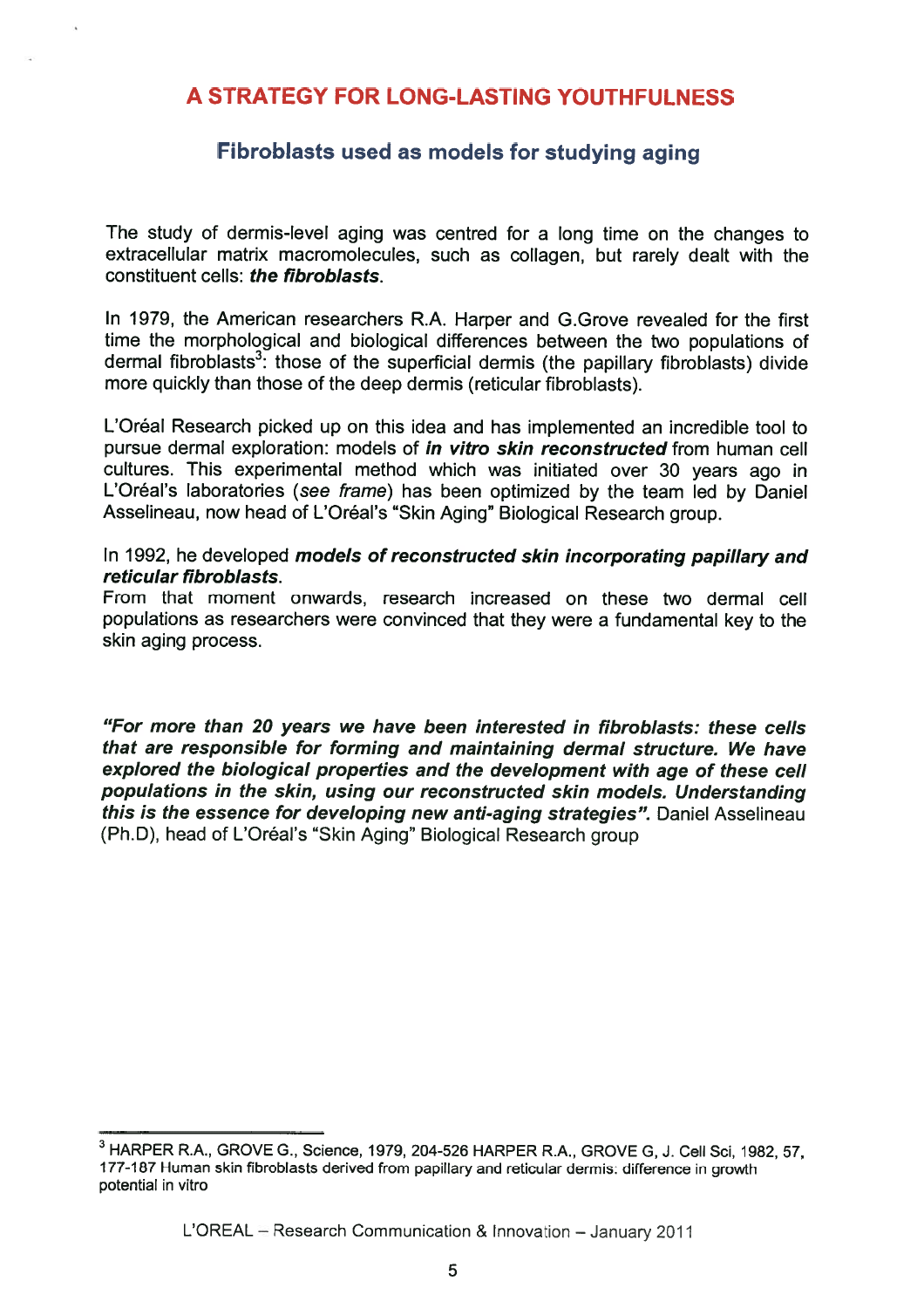# A STRATEGY FOR LONG-LASTING YOUTHFULNESS

## Fibroblasts used as models for studying aging

The study of dermis-level aging was centred for a long time on the changes to extracellular matrix macromolecules, such as collagen, but rarely dealt with the constituent cells: ***the fibroblasts***.

In 1979, the American researchers R.A. Harper and G.Grove revealed for the first time the morphological and biological differences between the two populations of dermal fibroblasts[3]: those of the superficial dermis (the papillary fibroblasts) divide more quickly than those of the deep dermis (reticular fibroblasts).

L'Oréal Research picked up on this idea and has implemented an incredible tool to pursue dermal exploration: models of ***in vitro skin reconstructed*** from human cell cultures. This experimental method which was initiated over 30 years ago in L'Oréal's laboratories (*see frame*) has been optimized by the team led by Daniel Asselineau, now head of L'Oréal's "Skin Aging" Biological Research group.

In 1992, he developed ***models of reconstructed skin incorporating papillary and reticular fibroblasts***.
From that moment onwards, research increased on these two dermal cell populations as researchers were convinced that they were a fundamental key to the skin aging process.

***"For more than 20 years we have been interested in fibroblasts: these cells that are responsible for forming and maintaining dermal structure. We have explored the biological properties and the development with age of these cell populations in the skin, using our reconstructed skin models. Understanding this is the essence for developing new anti-aging strategies".*** Daniel Asselineau (Ph.D), head of L'Oréal's "Skin Aging" Biological Research group

---

[3] HARPER R.A., GROVE G., Science, 1979, 204-526 HARPER R.A., GROVE G, J. Cell Sci, 1982, 57, 177-187 Human skin fibroblasts derived from papillary and reticular dermis: difference in growth potential in vitro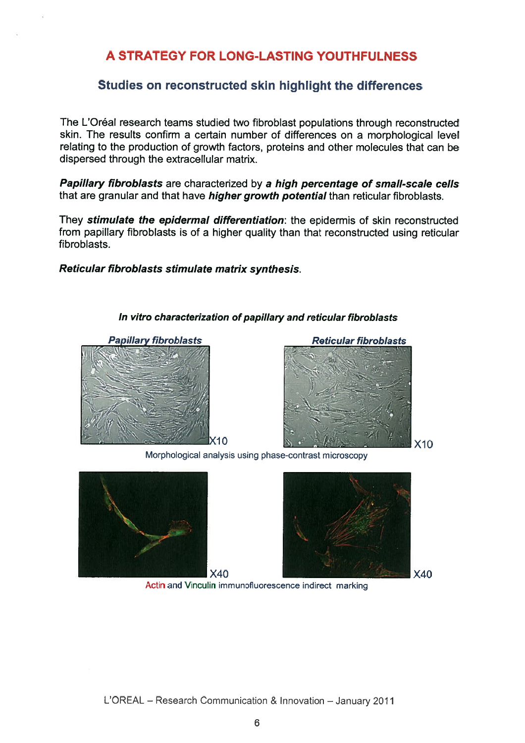# A STRATEGY FOR LONG-LASTING YOUTHFULNESS

## Studies on reconstructed skin highlight the differences

The L'Oréal research teams studied two fibroblast populations through reconstructed skin. The results confirm a certain number of differences on a morphological level relating to the production of growth factors, proteins and other molecules that can be dispersed through the extracellular matrix.

***Papillary fibroblasts*** are characterized by ***a high percentage of small-scale cells*** that are granular and that have ***higher growth potential*** than reticular fibroblasts.

They ***stimulate the epidermal differentiation***: the epidermis of skin reconstructed from papillary fibroblasts is of a higher quality than that reconstructed using reticular fibroblasts.

***Reticular fibroblasts stimulate matrix synthesis.***

***In vitro characterization of papillary and reticular fibroblasts***

*Papillary fibroblasts* — *Reticular fibroblasts*

X10 — X10

Morphological analysis using phase-contrast microscopy

X40 — X40

Actin and Vinculin immunofluorescence indirect marking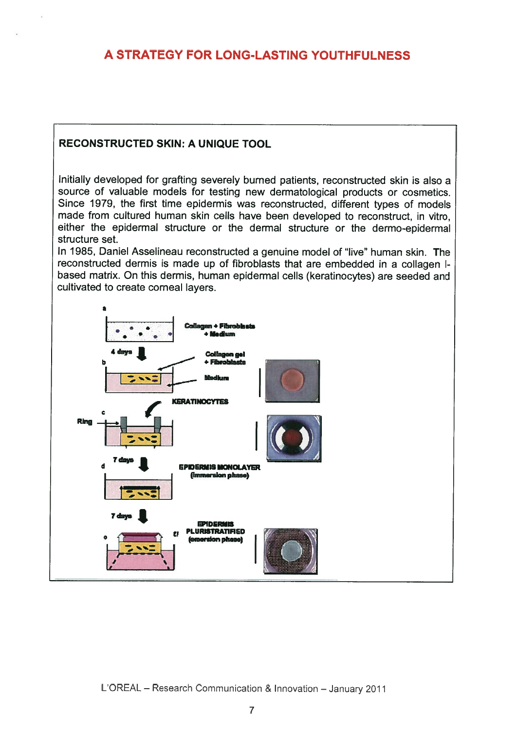## RECONSTRUCTED SKIN: A UNIQUE TOOL

Initially developed for grafting severely burned patients, reconstructed skin is also a source of valuable models for testing new dermatological products or cosmetics. Since 1979, the first time epidermis was reconstructed, different types of models made from cultured human skin cells have been developed to reconstruct, in vitro, either the epidermal structure or the dermal structure or the dermo-epidermal structure set.

In 1985, Daniel Asselineau reconstructed a genuine model of "live" human skin. The reconstructed dermis is made up of fibroblasts that are embedded in a collagen I-based matrix. On this dermis, human epidermal cells (keratinocytes) are seeded and cultivated to create corneal layers.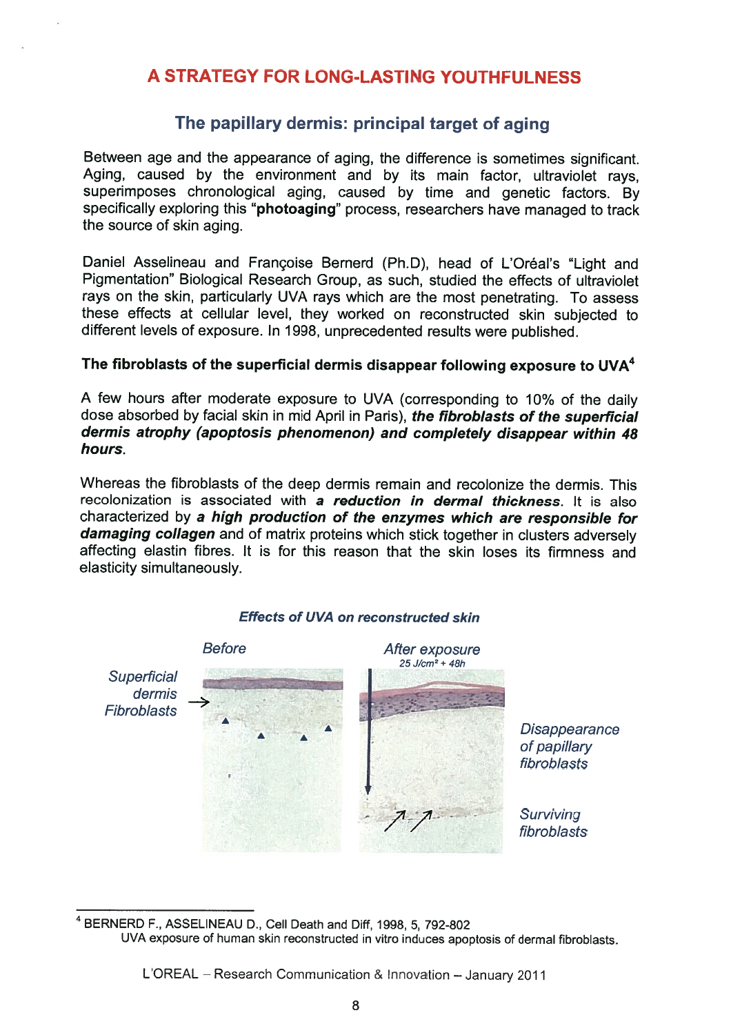## A STRATEGY FOR LONG-LASTING YOUTHFULNESS

### The papillary dermis: principal target of aging

Between age and the appearance of aging, the difference is sometimes significant. Aging, caused by the environment and by its main factor, ultraviolet rays, superimposes chronological aging, caused by time and genetic factors. By specifically exploring this **"photoaging"** process, researchers have managed to track the source of skin aging.

Daniel Asselineau and Françoise Bernerd (Ph.D), head of L'Oréal's "Light and Pigmentation" Biological Research Group, as such, studied the effects of ultraviolet rays on the skin, particularly UVA rays which are the most penetrating. To assess these effects at cellular level, they worked on reconstructed skin subjected to different levels of exposure. In 1998, unprecedented results were published.

**The fibroblasts of the superficial dermis disappear following exposure to UVA[4]**

A few hours after moderate exposure to UVA (corresponding to 10% of the daily dose absorbed by facial skin in mid April in Paris), ***the fibroblasts of the superficial dermis atrophy (apoptosis phenomenon) and completely disappear within 48 hours.***

Whereas the fibroblasts of the deep dermis remain and recolonize the dermis. This recolonization is associated with ***a reduction in dermal thickness***. It is also characterized by ***a high production of the enzymes which are responsible for damaging collagen*** and of matrix proteins which stick together in clusters adversely affecting elastin fibres. It is for this reason that the skin loses its firmness and elasticity simultaneously.

***Effects of UVA on reconstructed skin***

*Before* — *Superficial dermis Fibroblasts*

*After exposure* — *25 J/cm² + 48h* — *Disappearance of papillary fibroblasts* — *Surviving fibroblasts*

---

[4] BERNERD F., ASSELINEAU D., Cell Death and Diff, 1998, 5, 792-802
UVA exposure of human skin reconstructed in vitro induces apoptosis of dermal fibroblasts.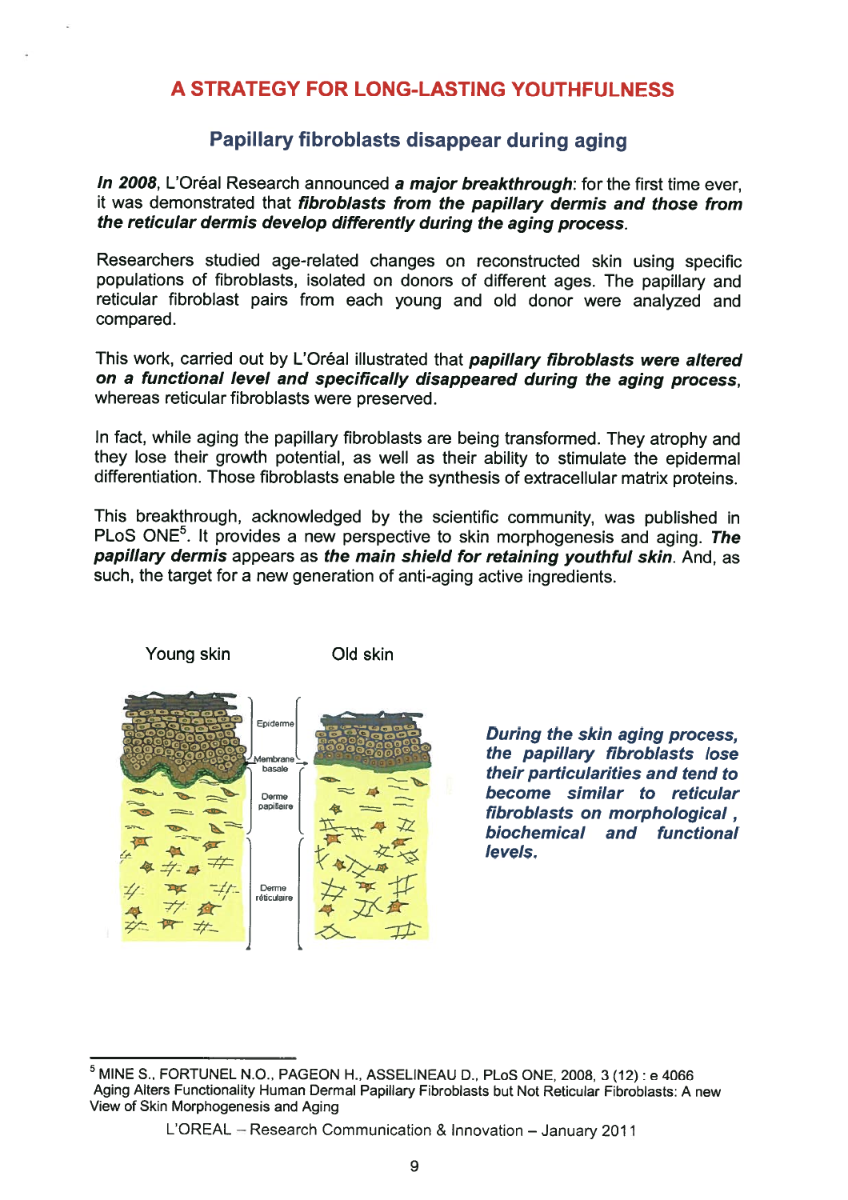# A STRATEGY FOR LONG-LASTING YOUTHFULNESS

## Papillary fibroblasts disappear during aging

***In 2008***, L'Oréal Research announced ***a major breakthrough***: for the first time ever, it was demonstrated that ***fibroblasts from the papillary dermis and those from the reticular dermis develop differently during the aging process***.

Researchers studied age-related changes on reconstructed skin using specific populations of fibroblasts, isolated on donors of different ages. The papillary and reticular fibroblast pairs from each young and old donor were analyzed and compared.

This work, carried out by L'Oréal illustrated that ***papillary fibroblasts were altered on a functional level and specifically disappeared during the aging process***, whereas reticular fibroblasts were preserved.

In fact, while aging the papillary fibroblasts are being transformed. They atrophy and they lose their growth potential, as well as their ability to stimulate the epidermal differentiation. Those fibroblasts enable the synthesis of extracellular matrix proteins.

This breakthrough, acknowledged by the scientific community, was published in PLoS ONE[5]. It provides a new perspective to skin morphogenesis and aging. ***The papillary dermis*** appears as ***the main shield for retaining youthful skin***. And, as such, the target for a new generation of anti-aging active ingredients.

Young skin — Old skin

Epiderme — Membrane basale — Derme papillaire — Derme réticulaire

***During the skin aging process, the papillary fibroblasts lose their particularities and tend to become similar to reticular fibroblasts on morphological, biochemical and functional levels.***

---

[5] MINE S., FORTUNEL N.O., PAGEON H., ASSELINEAU D., PLoS ONE, 2008, 3 (12) : e 4066
Aging Alters Functionality Human Dermal Papillary Fibroblasts but Not Reticular Fibroblasts: A new View of Skin Morphogenesis and Aging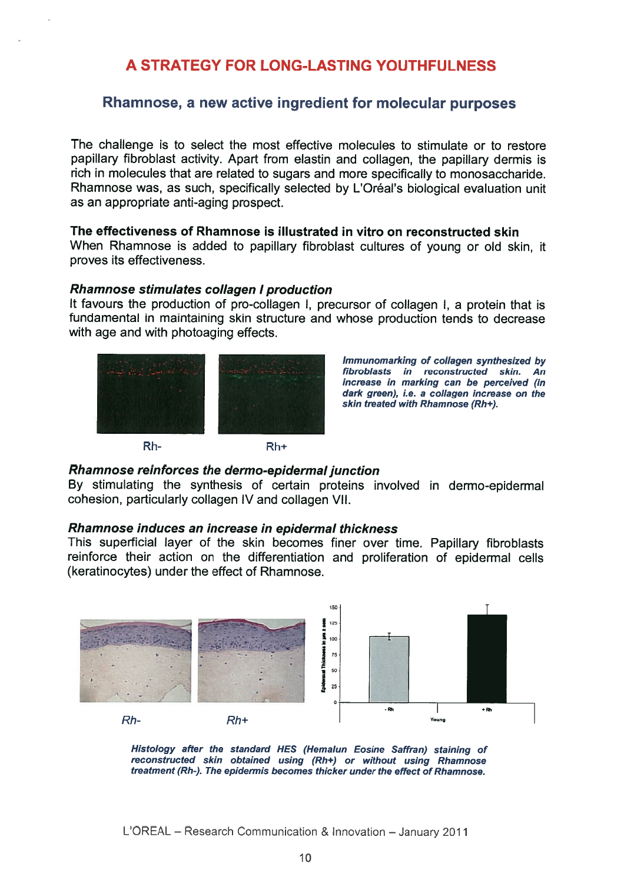# A STRATEGY FOR LONG-LASTING YOUTHFULNESS

## Rhamnose, a new active ingredient for molecular purposes

The challenge is to select the most effective molecules to stimulate or to restore papillary fibroblast activity. Apart from elastin and collagen, the papillary dermis is rich in molecules that are related to sugars and more specifically to monosaccharide. Rhamnose was, as such, specifically selected by L'Oréal's biological evaluation unit as an appropriate anti-aging prospect.

**The effectiveness of Rhamnose is illustrated in vitro on reconstructed skin**
When Rhamnose is added to papillary fibroblast cultures of young or old skin, it proves its effectiveness.

***Rhamnose stimulates collagen I production***
It favours the production of pro-collagen I, precursor of collagen I, a protein that is fundamental in maintaining skin structure and whose production tends to decrease with age and with photoaging effects.

Rh-  Rh+

***Immunomarking of collagen synthesized by fibroblasts in reconstructed skin. An increase in marking can be perceived (in dark green), i.e. a collagen increase on the skin treated with Rhamnose (Rh+).***

***Rhamnose reinforces the dermo-epidermal junction***
By stimulating the synthesis of certain proteins involved in dermo-epidermal cohesion, particularly collagen IV and collagen VII.

***Rhamnose induces an increase in epidermal thickness***
This superficial layer of the skin becomes finer over time. Papillary fibroblasts reinforce their action on the differentiation and proliferation of epidermal cells (keratinocytes) under the effect of Rhamnose.

*Rh-*  *Rh+*

***Histology after the standard HES (Hemalun Eosine Saffran) staining of reconstructed skin obtained using (Rh+) or without using Rhamnose treatment (Rh-). The epidermis becomes thicker under the effect of Rhamnose.***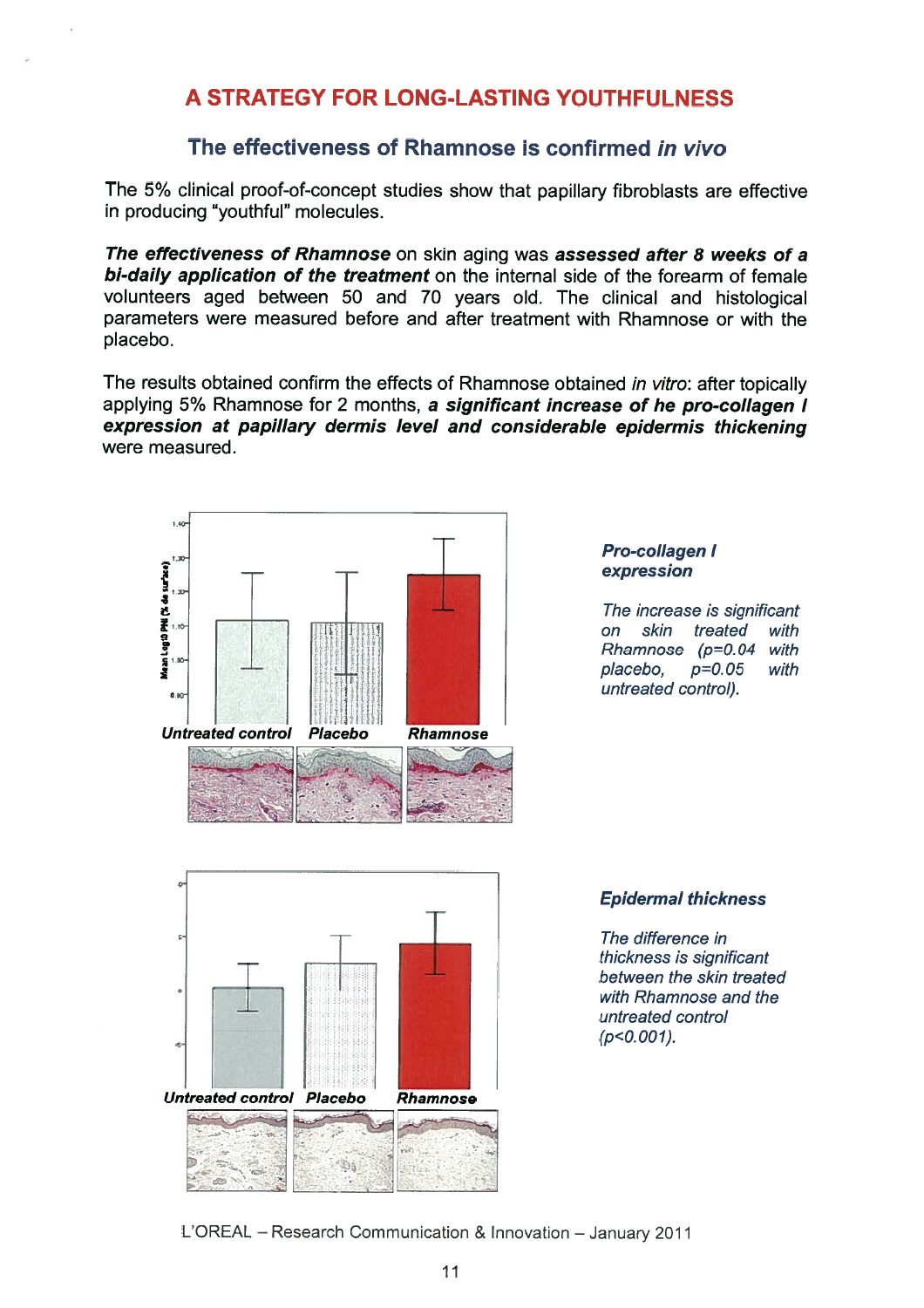## A STRATEGY FOR LONG-LASTING YOUTHFULNESS

### The effectiveness of Rhamnose is confirmed *in vivo*

The 5% clinical proof-of-concept studies show that papillary fibroblasts are effective in producing "youthful" molecules.

***The effectiveness of Rhamnose*** on skin aging was ***assessed after 8 weeks of a bi-daily application of the treatment*** on the internal side of the forearm of female volunteers aged between 50 and 70 years old. The clinical and histological parameters were measured before and after treatment with Rhamnose or with the placebo.

The results obtained confirm the effects of Rhamnose obtained *in vitro*: after topically applying 5% Rhamnose for 2 months, ***a significant increase of he pro-collagen I expression at papillary dermis level and considerable epidermis thickening*** were measured.

***Untreated control*** ***Placebo*** ***Rhamnose***

***Pro-collagen I expression***

*The increase is significant on skin treated with Rhamnose ($p=0.04$ with placebo, $p=0.05$ with untreated control).*

***Untreated control*** ***Placebo*** ***Rhamnose***

***Epidermal thickness***

*The difference in thickness is significant between the skin treated with Rhamnose and the untreated control ($p<0.001$).*

L'OREAL – Research Communication & Innovation – January 2011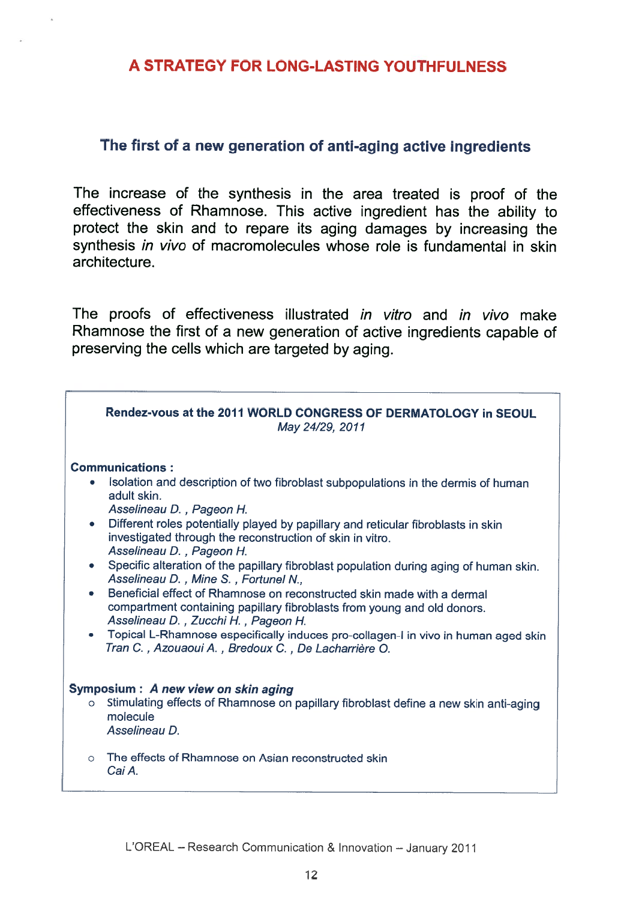## A STRATEGY FOR LONG-LASTING YOUTHFULNESS

### The first of a new generation of anti-aging active ingredients

The increase of the synthesis in the area treated is proof of the effectiveness of Rhamnose. This active ingredient has the ability to protect the skin and to repare its aging damages by increasing the synthesis *in vivo* of macromolecules whose role is fundamental in skin architecture.

The proofs of effectiveness illustrated *in vitro* and *in vivo* make Rhamnose the first of a new generation of active ingredients capable of preserving the cells which are targeted by aging.

**Rendez-vous at the 2011 WORLD CONGRESS OF DERMATOLOGY in SEOUL**
*May 24/29, 2011*

**Communications :**

- Isolation and description of two fibroblast subpopulations in the dermis of human adult skin.
  *Asselineau D. , Pageon H.*
- Different roles potentially played by papillary and reticular fibroblasts in skin investigated through the reconstruction of skin in vitro.
  *Asselineau D. , Pageon H.*
- Specific alteration of the papillary fibroblast population during aging of human skin.
  *Asselineau D. , Mine S. , Fortunel N.,*
- Beneficial effect of Rhamnose on reconstructed skin made with a dermal compartment containing papillary fibroblasts from young and old donors.
  *Asselineau D. , Zucchi H. , Pageon H.*
- Topical L-Rhamnose especifically induces pro-collagen-I in vivo in human aged skin
  *Tran C. , Azouaoui A. , Bredoux C. , De Lacharrière O.*

**Symposium :** ***A new view on skin aging***

- Stimulating effects of Rhamnose on papillary fibroblast define a new skin anti-aging molecule
  *Asselineau D.*
- The effects of Rhamnose on Asian reconstructed skin
  *Cai A.*

L'OREAL – Research Communication & Innovation – January 2011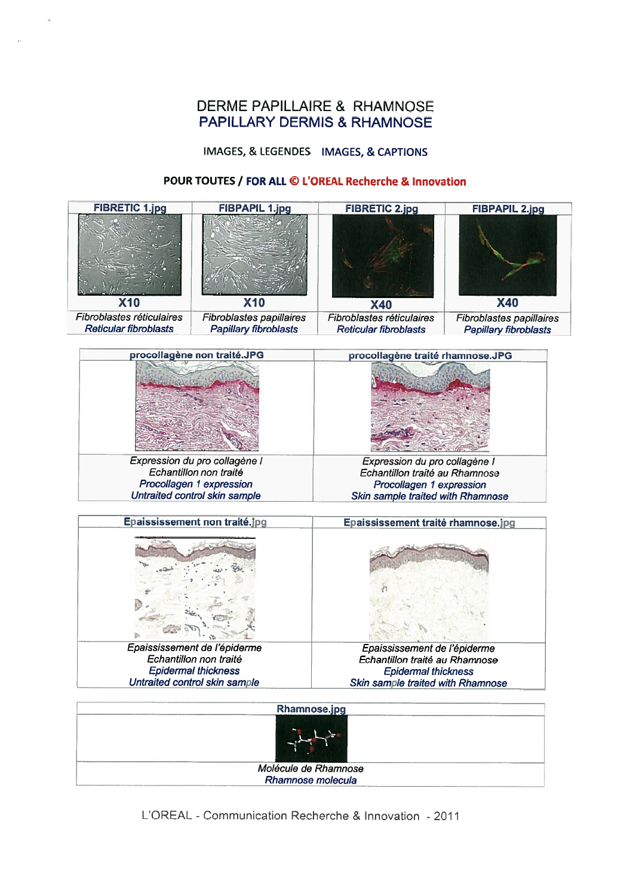# DERME PAPILLAIRE & RHAMNOSE
# PAPILLARY DERMIS & RHAMNOSE

IMAGES, & LEGENDES IMAGES, & CAPTIONS

**POUR TOUTES / FOR ALL © L'OREAL Recherche & Innovation**

| FIBRETIC 1.jpg | FIBPAPIL 1.jpg | FIBRETIC 2.jpg | FIBPAPIL 2.jpg |
|---|---|---|---|
| X10 | X10 | X40 | X40 |
| *Fibroblastes réticulaires* *Reticular fibroblasts* | *Fibroblastes papillaires* *Papillary fibroblasts* | *Fibroblastes réticulaires* *Reticular fibroblasts* | *Fibroblastes papillaires* *Papillary fibroblasts* |

| procollagène non traité.JPG | procollagène traité rhamnose.JPG |
|---|---|
| *Expression du pro collagène I* *Echantillon non traité* *Procollagen 1 expression* *Untraited control skin sample* | *Expression du pro collagène I* *Echantillon traité au Rhamnose* *Procollagen 1 expression* *Skin sample traited with Rhamnose* |

| Epaississement non traité.jpg | Epaississement traité rhamnose.jpg |
|---|---|
| *Epaississement de l'épiderme* *Echantillon non traité* *Epidermal thickness* *Untraited control skin sample* | *Epaississement de l'épiderme* *Echantillon traité au Rhamnose* *Epidermal thickness* *Skin sample traited with Rhamnose* |

| Rhamnose.jpg |
|---|
| *Molécule de Rhamnose* *Rhamnose molecula* |

L'OREAL - Communication Recherche & Innovation - 2011